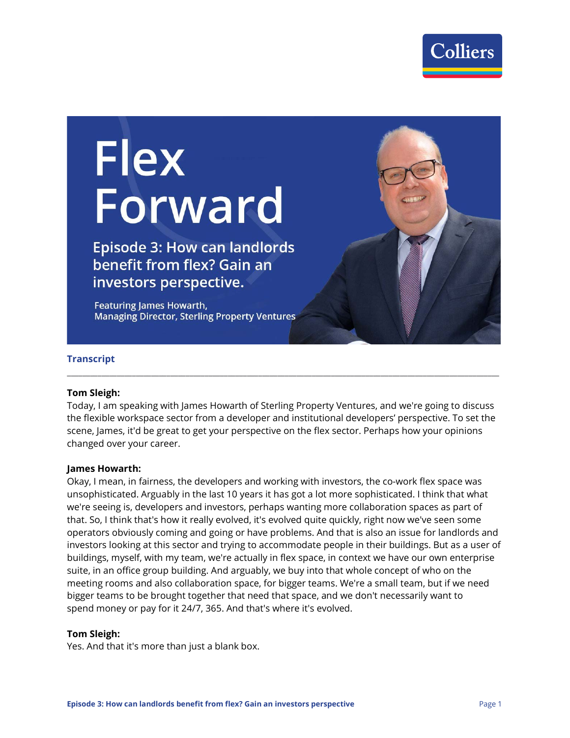# Flex Forward

## Episode 3: How can landlords benefit from flex? Gain an investors perspective.

Featuring James Howarth, Managing Director, Sterling Property Ventures

### Transcript

---

**Tom Sleigh:**
Today, I am speaking with James Howarth of Sterling Property Ventures, and we're going to discuss the flexible workspace sector from a developer and institutional developers' perspective. To set the scene, James, it'd be great to get your perspective on the flex sector. Perhaps how your opinions changed over your career.

**James Howarth:**
Okay, I mean, in fairness, the developers and working with investors, the co-work flex space was unsophisticated. Arguably in the last 10 years it has got a lot more sophisticated. I think that what we're seeing is, developers and investors, perhaps wanting more collaboration spaces as part of that. So, I think that's how it really evolved, it's evolved quite quickly, right now we've seen some operators obviously coming and going or have problems. And that is also an issue for landlords and investors looking at this sector and trying to accommodate people in their buildings. But as a user of buildings, myself, with my team, we're actually in flex space, in context we have our own enterprise suite, in an office group building. And arguably, we buy into that whole concept of who on the meeting rooms and also collaboration space, for bigger teams. We're a small team, but if we need bigger teams to be brought together that need that space, and we don't necessarily want to spend money or pay for it 24/7, 365. And that's where it's evolved.

**Tom Sleigh:**
Yes. And that it's more than just a blank box.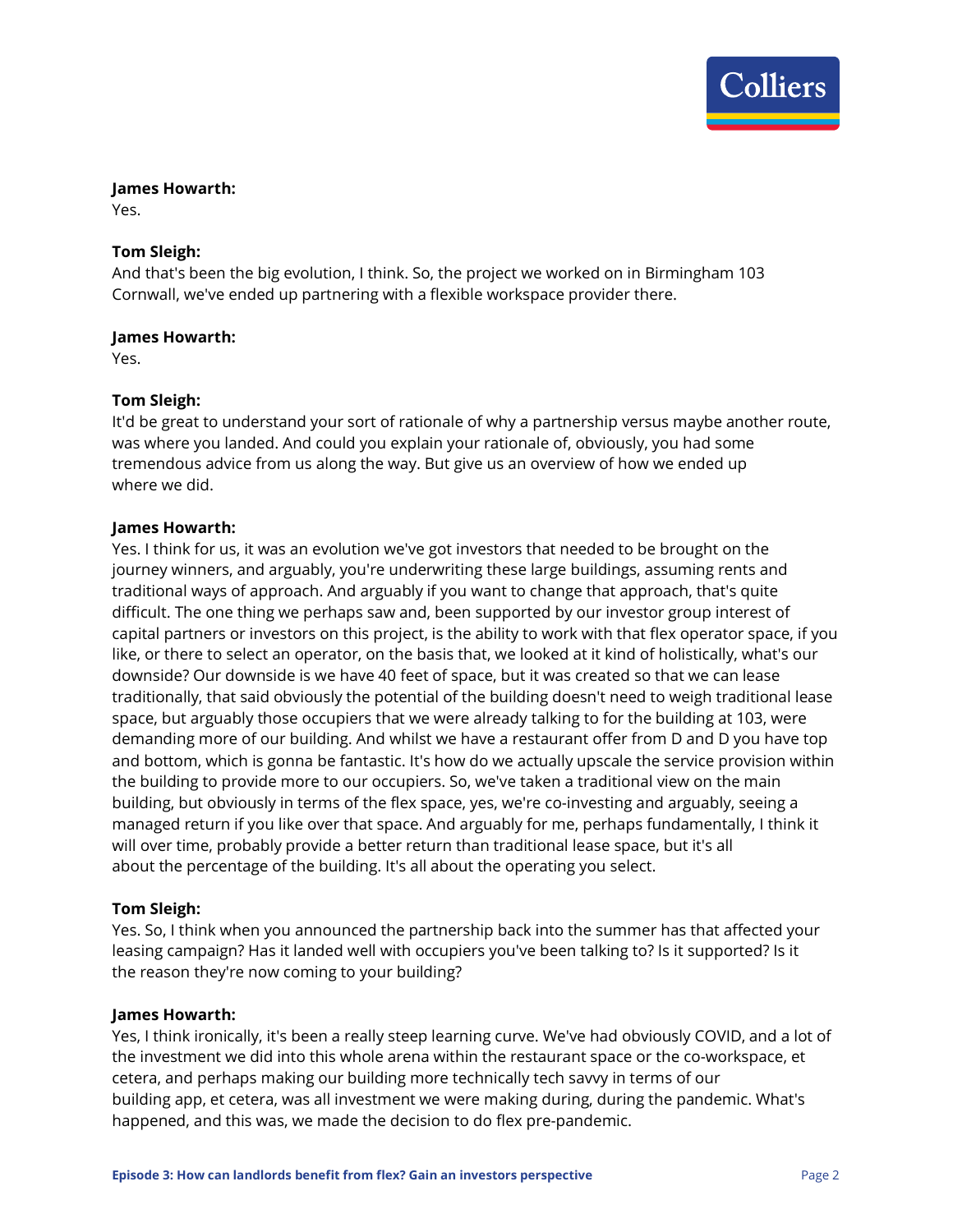**James Howarth:**
Yes.

**Tom Sleigh:**
And that's been the big evolution, I think. So, the project we worked on in Birmingham 103 Cornwall, we've ended up partnering with a flexible workspace provider there.

**James Howarth:**
Yes.

**Tom Sleigh:**
It'd be great to understand your sort of rationale of why a partnership versus maybe another route, was where you landed. And could you explain your rationale of, obviously, you had some tremendous advice from us along the way. But give us an overview of how we ended up where we did.

**James Howarth:**
Yes. I think for us, it was an evolution we've got investors that needed to be brought on the journey winners, and arguably, you're underwriting these large buildings, assuming rents and traditional ways of approach. And arguably if you want to change that approach, that's quite difficult. The one thing we perhaps saw and, been supported by our investor group interest of capital partners or investors on this project, is the ability to work with that flex operator space, if you like, or there to select an operator, on the basis that, we looked at it kind of holistically, what's our downside? Our downside is we have 40 feet of space, but it was created so that we can lease traditionally, that said obviously the potential of the building doesn't need to weigh traditional lease space, but arguably those occupiers that we were already talking to for the building at 103, were demanding more of our building. And whilst we have a restaurant offer from D and D you have top and bottom, which is gonna be fantastic. It's how do we actually upscale the service provision within the building to provide more to our occupiers. So, we've taken a traditional view on the main building, but obviously in terms of the flex space, yes, we're co-investing and arguably, seeing a managed return if you like over that space. And arguably for me, perhaps fundamentally, I think it will over time, probably provide a better return than traditional lease space, but it's all about the percentage of the building. It's all about the operating you select.

**Tom Sleigh:**
Yes. So, I think when you announced the partnership back into the summer has that affected your leasing campaign? Has it landed well with occupiers you've been talking to? Is it supported? Is it the reason they're now coming to your building?

**James Howarth:**
Yes, I think ironically, it's been a really steep learning curve. We've had obviously COVID, and a lot of the investment we did into this whole arena within the restaurant space or the co-workspace, et cetera, and perhaps making our building more technically tech savvy in terms of our building app, et cetera, was all investment we were making during, during the pandemic. What's happened, and this was, we made the decision to do flex pre-pandemic.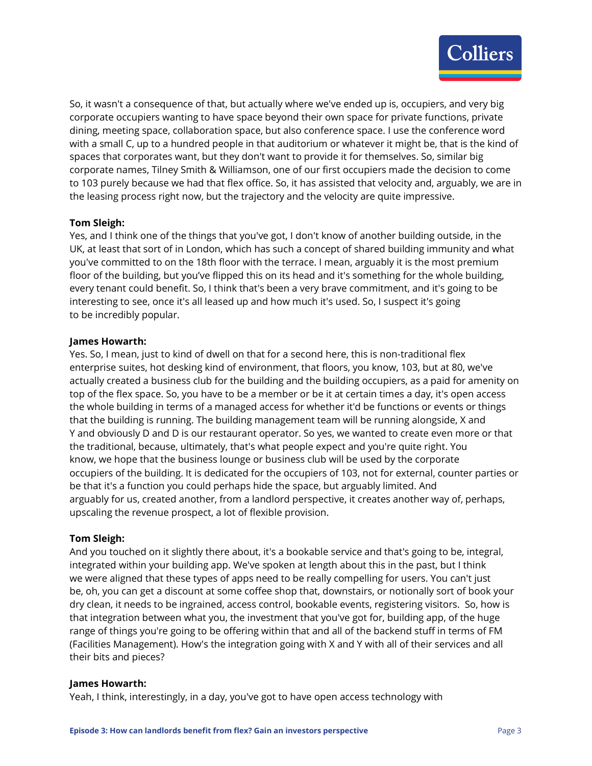So, it wasn't a consequence of that, but actually where we've ended up is, occupiers, and very big corporate occupiers wanting to have space beyond their own space for private functions, private dining, meeting space, collaboration space, but also conference space. I use the conference word with a small C, up to a hundred people in that auditorium or whatever it might be, that is the kind of spaces that corporates want, but they don't want to provide it for themselves. So, similar big corporate names, Tilney Smith & Williamson, one of our first occupiers made the decision to come to 103 purely because we had that flex office. So, it has assisted that velocity and, arguably, we are in the leasing process right now, but the trajectory and the velocity are quite impressive.

**Tom Sleigh:**
Yes, and I think one of the things that you've got, I don't know of another building outside, in the UK, at least that sort of in London, which has such a concept of shared building immunity and what you've committed to on the 18th floor with the terrace. I mean, arguably it is the most premium floor of the building, but you've flipped this on its head and it's something for the whole building, every tenant could benefit. So, I think that's been a very brave commitment, and it's going to be interesting to see, once it's all leased up and how much it's used. So, I suspect it's going to be incredibly popular.

**James Howarth:**
Yes. So, I mean, just to kind of dwell on that for a second here, this is non-traditional flex enterprise suites, hot desking kind of environment, that floors, you know, 103, but at 80, we've actually created a business club for the building and the building occupiers, as a paid for amenity on top of the flex space. So, you have to be a member or be it at certain times a day, it's open access the whole building in terms of a managed access for whether it'd be functions or events or things that the building is running. The building management team will be running alongside, X and Y and obviously D and D is our restaurant operator. So yes, we wanted to create even more or that the traditional, because, ultimately, that's what people expect and you're quite right. You know, we hope that the business lounge or business club will be used by the corporate occupiers of the building. It is dedicated for the occupiers of 103, not for external, counter parties or be that it's a function you could perhaps hide the space, but arguably limited. And arguably for us, created another, from a landlord perspective, it creates another way of, perhaps, upscaling the revenue prospect, a lot of flexible provision.

**Tom Sleigh:**
And you touched on it slightly there about, it's a bookable service and that's going to be, integral, integrated within your building app. We've spoken at length about this in the past, but I think we were aligned that these types of apps need to be really compelling for users. You can't just be, oh, you can get a discount at some coffee shop that, downstairs, or notionally sort of book your dry clean, it needs to be ingrained, access control, bookable events, registering visitors. So, how is that integration between what you, the investment that you've got for, building app, of the huge range of things you're going to be offering within that and all of the backend stuff in terms of FM (Facilities Management). How's the integration going with X and Y with all of their services and all their bits and pieces?

**James Howarth:**
Yeah, I think, interestingly, in a day, you've got to have open access technology with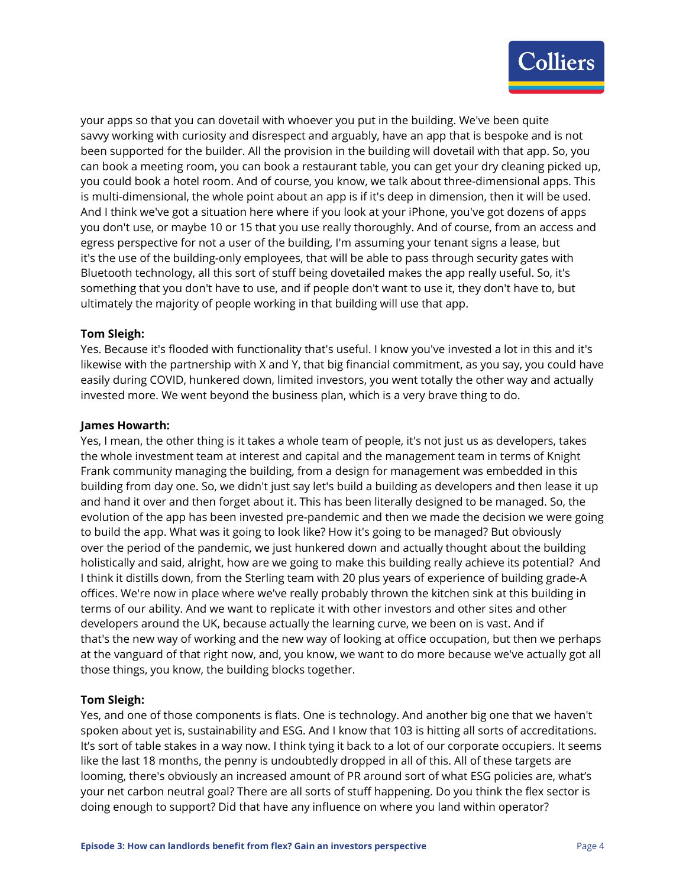your apps so that you can dovetail with whoever you put in the building. We've been quite savvy working with curiosity and disrespect and arguably, have an app that is bespoke and is not been supported for the builder. All the provision in the building will dovetail with that app. So, you can book a meeting room, you can book a restaurant table, you can get your dry cleaning picked up, you could book a hotel room. And of course, you know, we talk about three-dimensional apps. This is multi-dimensional, the whole point about an app is if it's deep in dimension, then it will be used. And I think we've got a situation here where if you look at your iPhone, you've got dozens of apps you don't use, or maybe 10 or 15 that you use really thoroughly. And of course, from an access and egress perspective for not a user of the building, I'm assuming your tenant signs a lease, but it's the use of the building-only employees, that will be able to pass through security gates with Bluetooth technology, all this sort of stuff being dovetailed makes the app really useful. So, it's something that you don't have to use, and if people don't want to use it, they don't have to, but ultimately the majority of people working in that building will use that app.

**Tom Sleigh:**
Yes. Because it's flooded with functionality that's useful. I know you've invested a lot in this and it's likewise with the partnership with X and Y, that big financial commitment, as you say, you could have easily during COVID, hunkered down, limited investors, you went totally the other way and actually invested more. We went beyond the business plan, which is a very brave thing to do.

**James Howarth:**
Yes, I mean, the other thing is it takes a whole team of people, it's not just us as developers, takes the whole investment team at interest and capital and the management team in terms of Knight Frank community managing the building, from a design for management was embedded in this building from day one. So, we didn't just say let's build a building as developers and then lease it up and hand it over and then forget about it. This has been literally designed to be managed. So, the evolution of the app has been invested pre-pandemic and then we made the decision we were going to build the app. What was it going to look like? How it's going to be managed? But obviously over the period of the pandemic, we just hunkered down and actually thought about the building holistically and said, alright, how are we going to make this building really achieve its potential? And I think it distills down, from the Sterling team with 20 plus years of experience of building grade-A offices. We're now in place where we've really probably thrown the kitchen sink at this building in terms of our ability. And we want to replicate it with other investors and other sites and other developers around the UK, because actually the learning curve, we been on is vast. And if that's the new way of working and the new way of looking at office occupation, but then we perhaps at the vanguard of that right now, and, you know, we want to do more because we've actually got all those things, you know, the building blocks together.

**Tom Sleigh:**
Yes, and one of those components is flats. One is technology. And another big one that we haven't spoken about yet is, sustainability and ESG. And I know that 103 is hitting all sorts of accreditations. It's sort of table stakes in a way now. I think tying it back to a lot of our corporate occupiers. It seems like the last 18 months, the penny is undoubtedly dropped in all of this. All of these targets are looming, there's obviously an increased amount of PR around sort of what ESG policies are, what's your net carbon neutral goal? There are all sorts of stuff happening. Do you think the flex sector is doing enough to support? Did that have any influence on where you land within operator?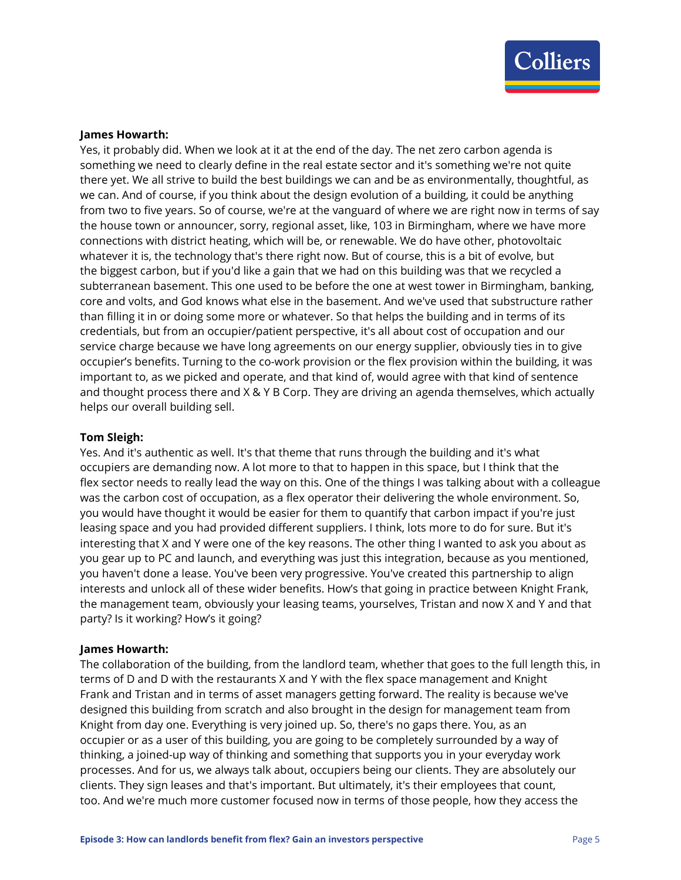**James Howarth:**
Yes, it probably did. When we look at it at the end of the day. The net zero carbon agenda is something we need to clearly define in the real estate sector and it's something we're not quite there yet. We all strive to build the best buildings we can and be as environmentally, thoughtful, as we can. And of course, if you think about the design evolution of a building, it could be anything from two to five years. So of course, we're at the vanguard of where we are right now in terms of say the house town or announcer, sorry, regional asset, like, 103 in Birmingham, where we have more connections with district heating, which will be, or renewable. We do have other, photovoltaic whatever it is, the technology that's there right now. But of course, this is a bit of evolve, but the biggest carbon, but if you'd like a gain that we had on this building was that we recycled a subterranean basement. This one used to be before the one at west tower in Birmingham, banking, core and volts, and God knows what else in the basement. And we've used that substructure rather than filling it in or doing some more or whatever. So that helps the building and in terms of its credentials, but from an occupier/patient perspective, it's all about cost of occupation and our service charge because we have long agreements on our energy supplier, obviously ties in to give occupier's benefits. Turning to the co-work provision or the flex provision within the building, it was important to, as we picked and operate, and that kind of, would agree with that kind of sentence and thought process there and X & Y B Corp. They are driving an agenda themselves, which actually helps our overall building sell.

**Tom Sleigh:**
Yes. And it's authentic as well. It's that theme that runs through the building and it's what occupiers are demanding now. A lot more to that to happen in this space, but I think that the flex sector needs to really lead the way on this. One of the things I was talking about with a colleague was the carbon cost of occupation, as a flex operator their delivering the whole environment. So, you would have thought it would be easier for them to quantify that carbon impact if you're just leasing space and you had provided different suppliers. I think, lots more to do for sure. But it's interesting that X and Y were one of the key reasons. The other thing I wanted to ask you about as you gear up to PC and launch, and everything was just this integration, because as you mentioned, you haven't done a lease. You've been very progressive. You've created this partnership to align interests and unlock all of these wider benefits. How's that going in practice between Knight Frank, the management team, obviously your leasing teams, yourselves, Tristan and now X and Y and that party? Is it working? How's it going?

**James Howarth:**
The collaboration of the building, from the landlord team, whether that goes to the full length this, in terms of D and D with the restaurants X and Y with the flex space management and Knight Frank and Tristan and in terms of asset managers getting forward. The reality is because we've designed this building from scratch and also brought in the design for management team from Knight from day one. Everything is very joined up. So, there's no gaps there. You, as an occupier or as a user of this building, you are going to be completely surrounded by a way of thinking, a joined-up way of thinking and something that supports you in your everyday work processes. And for us, we always talk about, occupiers being our clients. They are absolutely our clients. They sign leases and that's important. But ultimately, it's their employees that count, too. And we're much more customer focused now in terms of those people, how they access the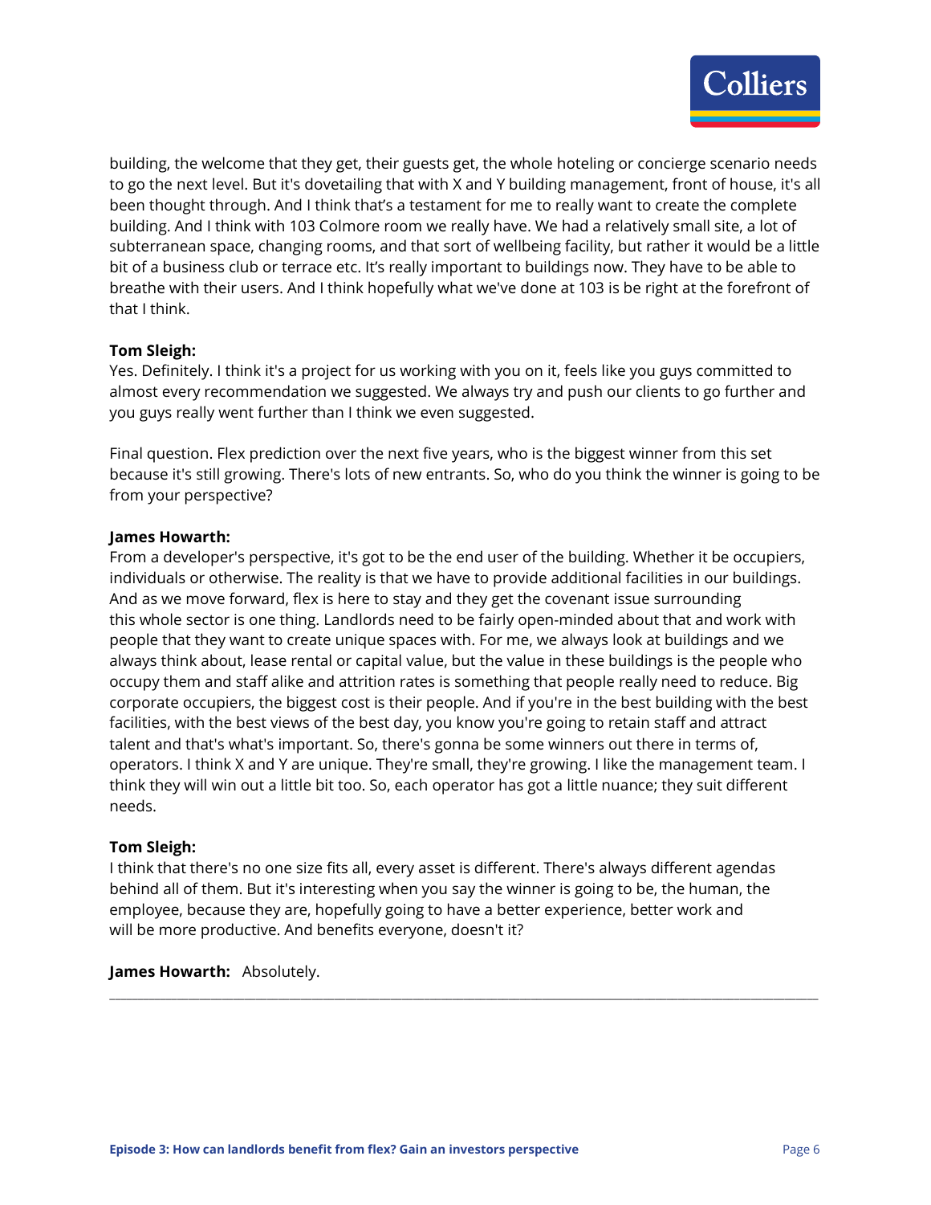building, the welcome that they get, their guests get, the whole hoteling or concierge scenario needs to go the next level. But it's dovetailing that with X and Y building management, front of house, it's all been thought through. And I think that's a testament for me to really want to create the complete building. And I think with 103 Colmore room we really have. We had a relatively small site, a lot of subterranean space, changing rooms, and that sort of wellbeing facility, but rather it would be a little bit of a business club or terrace etc. It's really important to buildings now. They have to be able to breathe with their users. And I think hopefully what we've done at 103 is be right at the forefront of that I think.

**Tom Sleigh:**
Yes. Definitely. I think it's a project for us working with you on it, feels like you guys committed to almost every recommendation we suggested. We always try and push our clients to go further and you guys really went further than I think we even suggested.

Final question. Flex prediction over the next five years, who is the biggest winner from this set because it's still growing. There's lots of new entrants. So, who do you think the winner is going to be from your perspective?

**James Howarth:**
From a developer's perspective, it's got to be the end user of the building. Whether it be occupiers, individuals or otherwise. The reality is that we have to provide additional facilities in our buildings. And as we move forward, flex is here to stay and they get the covenant issue surrounding this whole sector is one thing. Landlords need to be fairly open-minded about that and work with people that they want to create unique spaces with. For me, we always look at buildings and we always think about, lease rental or capital value, but the value in these buildings is the people who occupy them and staff alike and attrition rates is something that people really need to reduce. Big corporate occupiers, the biggest cost is their people. And if you're in the best building with the best facilities, with the best views of the best day, you know you're going to retain staff and attract talent and that's what's important. So, there's gonna be some winners out there in terms of, operators. I think X and Y are unique. They're small, they're growing. I like the management team. I think they will win out a little bit too. So, each operator has got a little nuance; they suit different needs.

**Tom Sleigh:**
I think that there's no one size fits all, every asset is different. There's always different agendas behind all of them. But it's interesting when you say the winner is going to be, the human, the employee, because they are, hopefully going to have a better experience, better work and will be more productive. And benefits everyone, doesn't it?

**James Howarth:** Absolutely.

---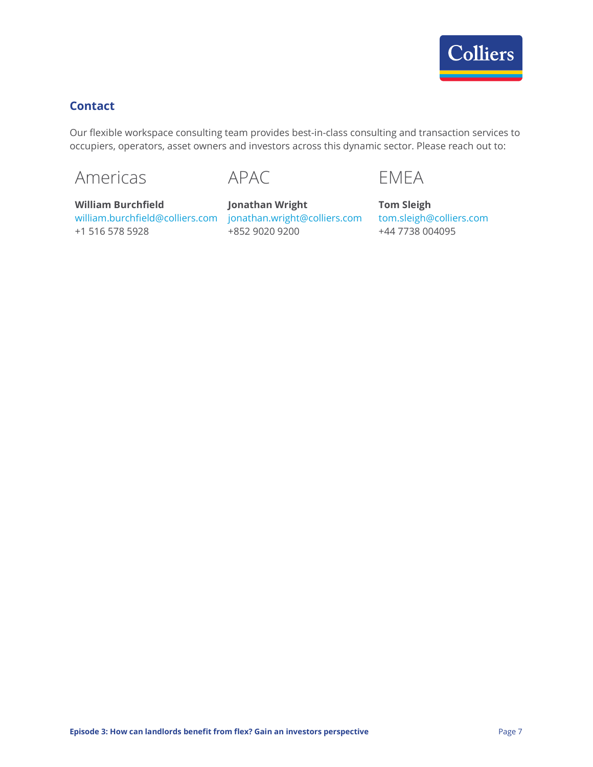## Contact

Our flexible workspace consulting team provides best-in-class consulting and transaction services to occupiers, operators, asset owners and investors across this dynamic sector. Please reach out to:

### Americas

**William Burchfield**
william.burchfield@colliers.com
+1 516 578 5928

### APAC

**Jonathan Wright**
jonathan.wright@colliers.com
+852 9020 9200

### EMEA

**Tom Sleigh**
tom.sleigh@colliers.com
+44 7738 004095